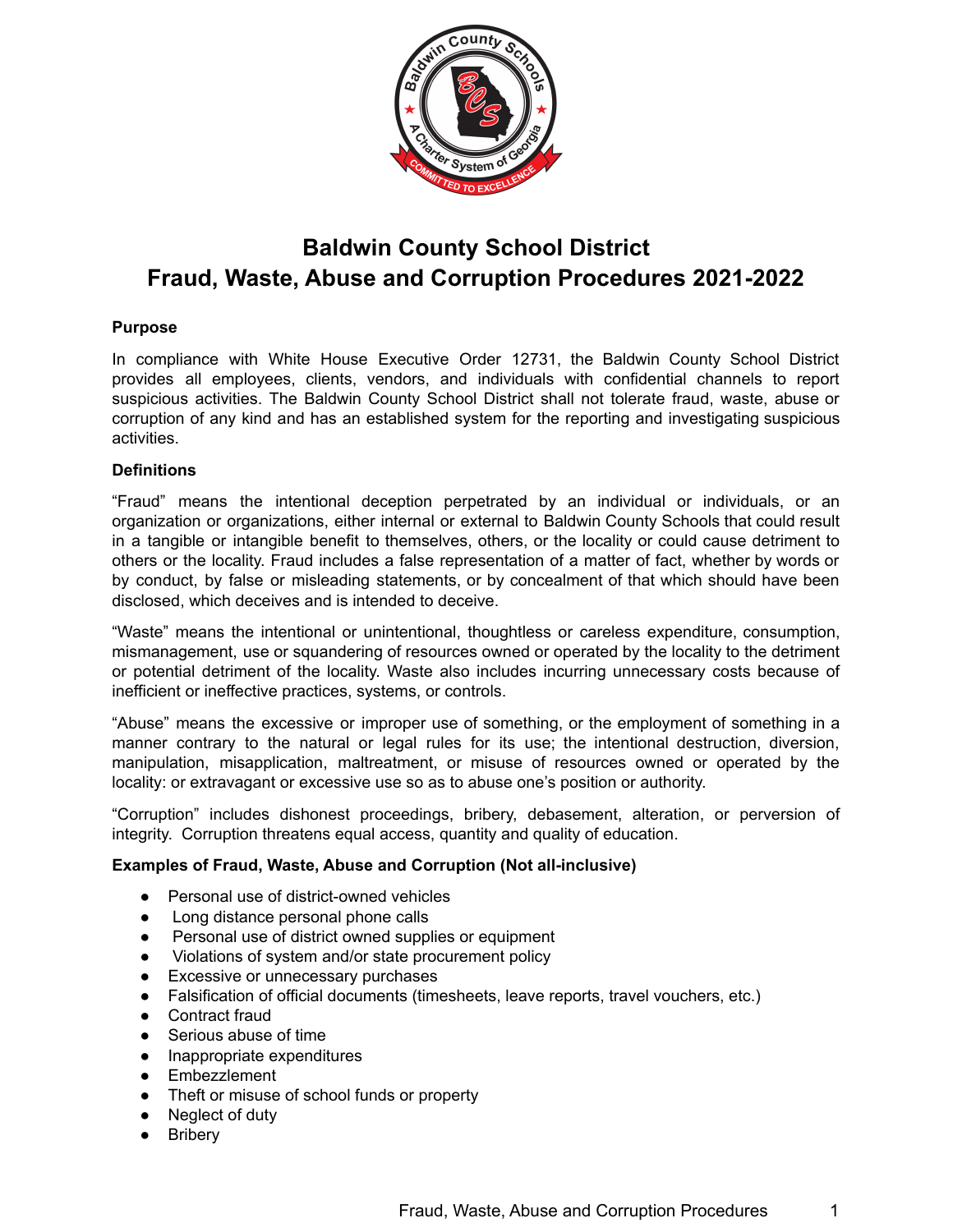# Baldwin County School District
# Fraud, Waste, Abuse and Corruption Procedures 2021-2022

**Purpose**

In compliance with White House Executive Order 12731, the Baldwin County School District provides all employees, clients, vendors, and individuals with confidential channels to report suspicious activities. The Baldwin County School District shall not tolerate fraud, waste, abuse or corruption of any kind and has an established system for the reporting and investigating suspicious activities.

**Definitions**

"Fraud" means the intentional deception perpetrated by an individual or individuals, or an organization or organizations, either internal or external to Baldwin County Schools that could result in a tangible or intangible benefit to themselves, others, or the locality or could cause detriment to others or the locality. Fraud includes a false representation of a matter of fact, whether by words or by conduct, by false or misleading statements, or by concealment of that which should have been disclosed, which deceives and is intended to deceive.

"Waste" means the intentional or unintentional, thoughtless or careless expenditure, consumption, mismanagement, use or squandering of resources owned or operated by the locality to the detriment or potential detriment of the locality. Waste also includes incurring unnecessary costs because of inefficient or ineffective practices, systems, or controls.

"Abuse" means the excessive or improper use of something, or the employment of something in a manner contrary to the natural or legal rules for its use; the intentional destruction, diversion, manipulation, misapplication, maltreatment, or misuse of resources owned or operated by the locality: or extravagant or excessive use so as to abuse one's position or authority.

"Corruption" includes dishonest proceedings, bribery, debasement, alteration, or perversion of integrity. Corruption threatens equal access, quantity and quality of education.

**Examples of Fraud, Waste, Abuse and Corruption (Not all-inclusive)**

- Personal use of district-owned vehicles
- Long distance personal phone calls
- Personal use of district owned supplies or equipment
- Violations of system and/or state procurement policy
- Excessive or unnecessary purchases
- Falsification of official documents (timesheets, leave reports, travel vouchers, etc.)
- Contract fraud
- Serious abuse of time
- Inappropriate expenditures
- Embezzlement
- Theft or misuse of school funds or property
- Neglect of duty
- Bribery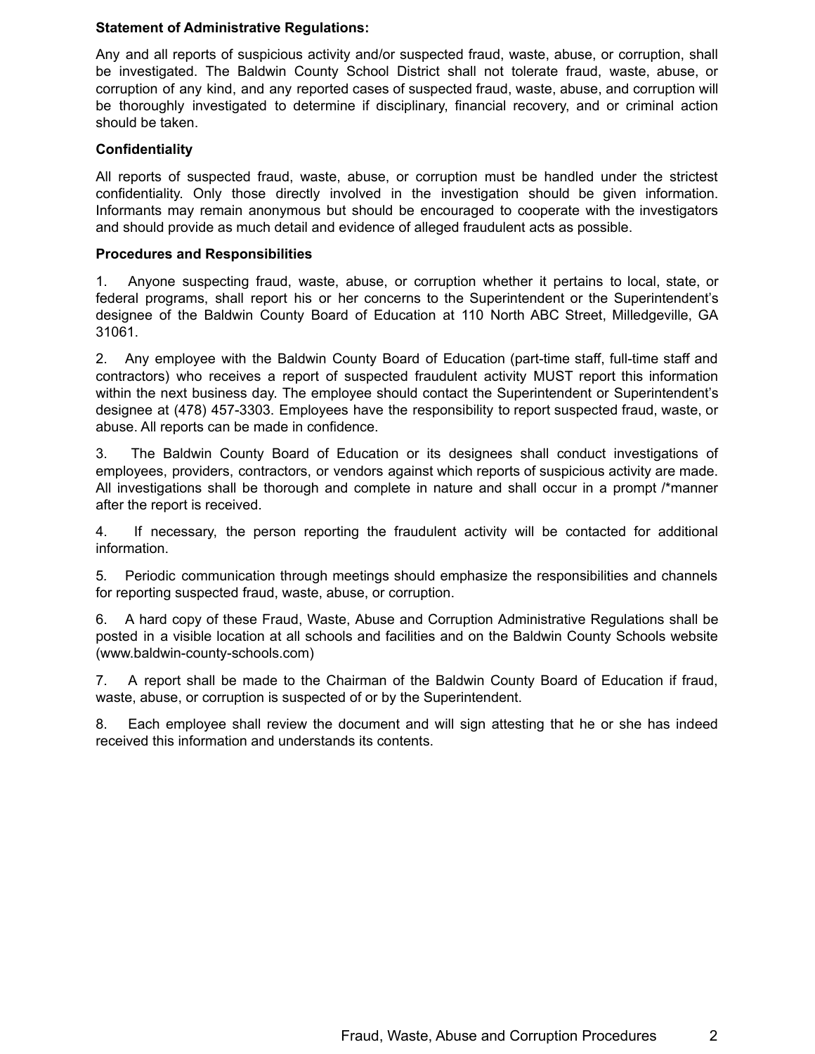**Statement of Administrative Regulations:**

Any and all reports of suspicious activity and/or suspected fraud, waste, abuse, or corruption, shall be investigated. The Baldwin County School District shall not tolerate fraud, waste, abuse, or corruption of any kind, and any reported cases of suspected fraud, waste, abuse, and corruption will be thoroughly investigated to determine if disciplinary, financial recovery, and or criminal action should be taken.

**Confidentiality**

All reports of suspected fraud, waste, abuse, or corruption must be handled under the strictest confidentiality. Only those directly involved in the investigation should be given information. Informants may remain anonymous but should be encouraged to cooperate with the investigators and should provide as much detail and evidence of alleged fraudulent acts as possible.

**Procedures and Responsibilities**

1. Anyone suspecting fraud, waste, abuse, or corruption whether it pertains to local, state, or federal programs, shall report his or her concerns to the Superintendent or the Superintendent's designee of the Baldwin County Board of Education at 110 North ABC Street, Milledgeville, GA 31061.

2. Any employee with the Baldwin County Board of Education (part-time staff, full-time staff and contractors) who receives a report of suspected fraudulent activity MUST report this information within the next business day. The employee should contact the Superintendent or Superintendent's designee at (478) 457-3303. Employees have the responsibility to report suspected fraud, waste, or abuse. All reports can be made in confidence.

3. The Baldwin County Board of Education or its designees shall conduct investigations of employees, providers, contractors, or vendors against which reports of suspicious activity are made. All investigations shall be thorough and complete in nature and shall occur in a prompt /*manner after the report is received.

4. If necessary, the person reporting the fraudulent activity will be contacted for additional information.

5. Periodic communication through meetings should emphasize the responsibilities and channels for reporting suspected fraud, waste, abuse, or corruption.

6. A hard copy of these Fraud, Waste, Abuse and Corruption Administrative Regulations shall be posted in a visible location at all schools and facilities and on the Baldwin County Schools website (www.baldwin-county-schools.com)

7. A report shall be made to the Chairman of the Baldwin County Board of Education if fraud, waste, abuse, or corruption is suspected of or by the Superintendent.

8. Each employee shall review the document and will sign attesting that he or she has indeed received this information and understands its contents.